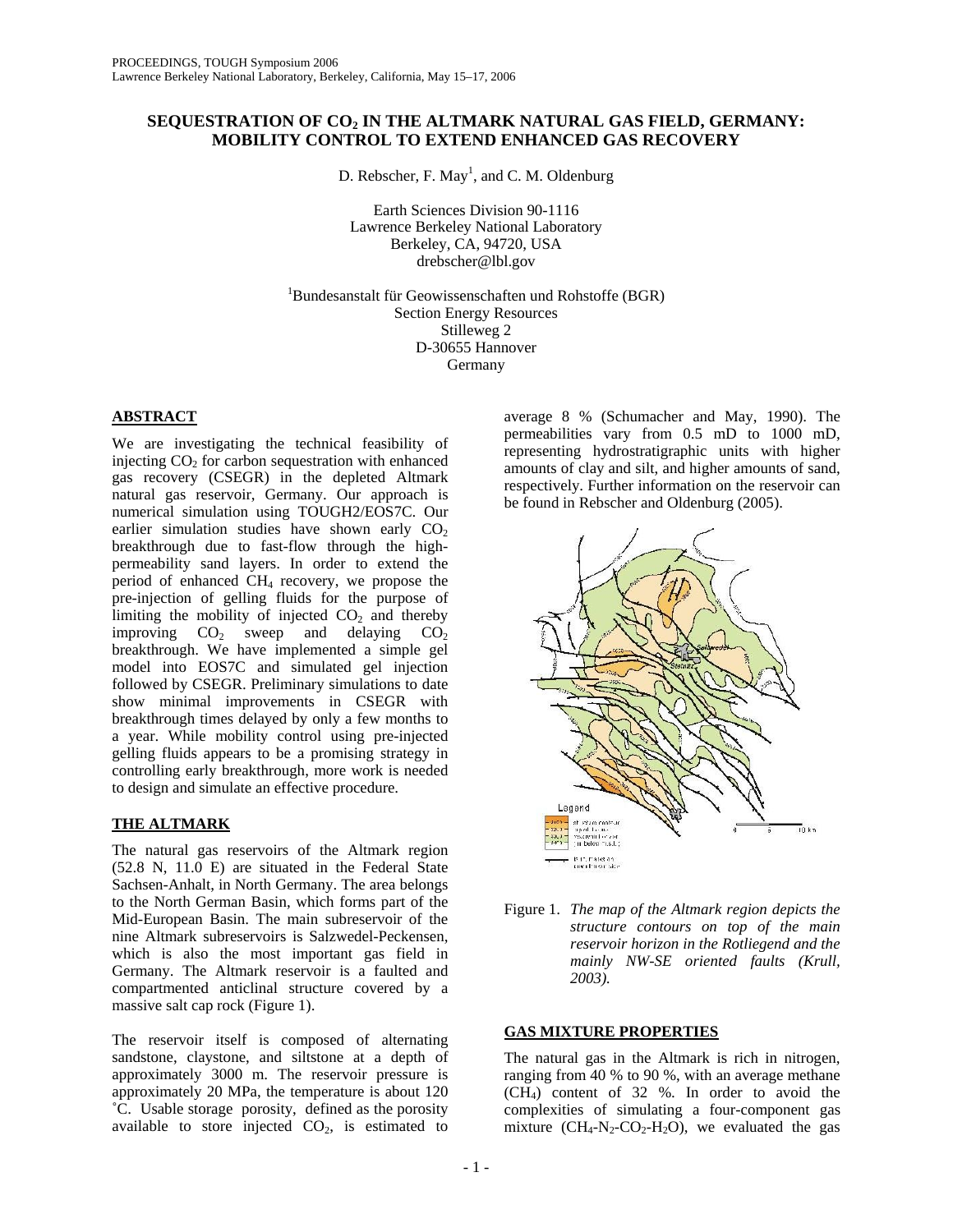# SEQUESTRATION OF $CO_2$ IN THE ALTMARK NATURAL GAS FIELD, GERMANY: MOBILITY CONTROL TO EXTEND ENHANCED GAS RECOVERY

D. Rebscher, F. May[1], and C. M. Oldenburg

Earth Sciences Division 90-1116
Lawrence Berkeley National Laboratory
Berkeley, CA, 94720, USA
drebscher@lbl.gov

[1]Bundesanstalt für Geowissenschaften und Rohstoffe (BGR)
Section Energy Resources
Stilleweg 2
D-30655 Hannover
Germany

## ABSTRACT

We are investigating the technical feasibility of injecting $CO_2$ for carbon sequestration with enhanced gas recovery (CSEGR) in the depleted Altmark natural gas reservoir, Germany. Our approach is numerical simulation using TOUGH2/EOS7C. Our earlier simulation studies have shown early $CO_2$ breakthrough due to fast-flow through the high-permeability sand layers. In order to extend the period of enhanced $CH_4$ recovery, we propose the pre-injection of gelling fluids for the purpose of limiting the mobility of injected $CO_2$ and thereby improving $CO_2$ sweep and delaying $CO_2$ breakthrough. We have implemented a simple gel model into EOS7C and simulated gel injection followed by CSEGR. Preliminary simulations to date show minimal improvements in CSEGR with breakthrough times delayed by only a few months to a year. While mobility control using pre-injected gelling fluids appears to be a promising strategy in controlling early breakthrough, more work is needed to design and simulate an effective procedure.

## THE ALTMARK

The natural gas reservoirs of the Altmark region (52.8 N, 11.0 E) are situated in the Federal State Sachsen-Anhalt, in North Germany. The area belongs to the North German Basin, which forms part of the Mid-European Basin. The main subreservoir of the nine Altmark subreservoirs is Salzwedel-Peckensen, which is also the most important gas field in Germany. The Altmark reservoir is a faulted and compartmented anticlinal structure covered by a massive salt cap rock (Figure 1).

The reservoir itself is composed of alternating sandstone, claystone, and siltstone at a depth of approximately 3000 m. The reservoir pressure is approximately 20 MPa, the temperature is about 120 °C. Usable storage porosity, defined as the porosity available to store injected $CO_2$, is estimated to average 8 % (Schumacher and May, 1990). The permeabilities vary from 0.5 mD to 1000 mD, representing hydrostratigraphic units with higher amounts of clay and silt, and higher amounts of sand, respectively. Further information on the reservoir can be found in Rebscher and Oldenburg (2005).

Figure 1. *The map of the Altmark region depicts the structure contours on top of the main reservoir horizon in the Rotliegend and the mainly NW-SE oriented faults (Krull, 2003).*

## GAS MIXTURE PROPERTIES

The natural gas in the Altmark is rich in nitrogen, ranging from 40 % to 90 %, with an average methane ($CH_4$) content of 32 %. In order to avoid the complexities of simulating a four-component gas mixture ($CH_4$-$N_2$-$CO_2$-$H_2O$), we evaluated the gas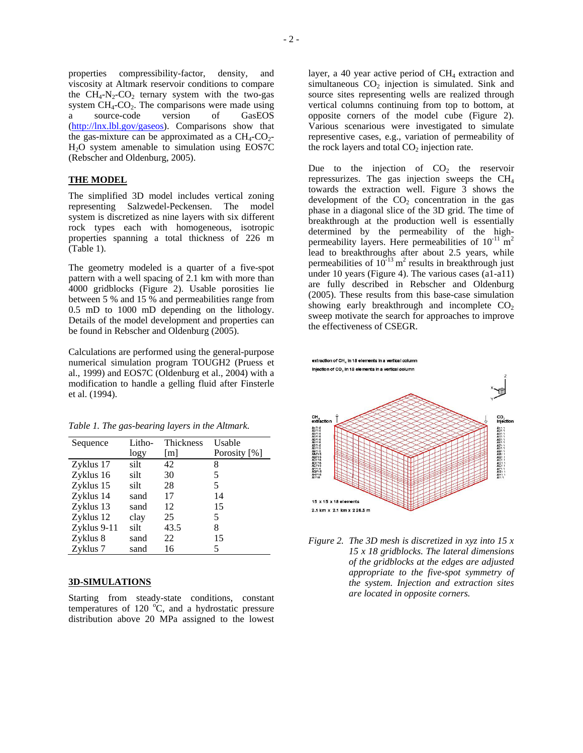properties compressibility-factor, density, and viscosity at Altmark reservoir conditions to compare the $CH_4$-$N_2$-$CO_2$ ternary system with the two-gas system $CH_4$-$CO_2$. The comparisons were made using a source-code version of GasEOS (http://lnx.lbl.gov/gaseos). Comparisons show that the gas-mixture can be approximated as a $CH_4$-$CO_2$-$H_2O$ system amenable to simulation using EOS7C (Rebscher and Oldenburg, 2005).

## THE MODEL

The simplified 3D model includes vertical zoning representing Salzwedel-Peckensen. The model system is discretized as nine layers with six different rock types each with homogeneous, isotropic properties spanning a total thickness of 226 m (Table 1).

The geometry modeled is a quarter of a five-spot pattern with a well spacing of 2.1 km with more than 4000 gridblocks (Figure 2). Usable porosities lie between 5 % and 15 % and permeabilities range from 0.5 mD to 1000 mD depending on the lithology. Details of the model development and properties can be found in Rebscher and Oldenburg (2005).

Calculations are performed using the general-purpose numerical simulation program TOUGH2 (Pruess et al., 1999) and EOS7C (Oldenburg et al., 2004) with a modification to handle a gelling fluid after Finsterle et al. (1994).

*Table 1. The gas-bearing layers in the Altmark.*

| Sequence | Litho-logy | Thickness [m] | Usable Porosity [%] |
|---|---|---|---|
| Zyklus 17 | silt | 42 | 8 |
| Zyklus 16 | silt | 30 | 5 |
| Zyklus 15 | silt | 28 | 5 |
| Zyklus 14 | sand | 17 | 14 |
| Zyklus 13 | sand | 12 | 15 |
| Zyklus 12 | clay | 25 | 5 |
| Zyklus 9-11 | silt | 43.5 | 8 |
| Zyklus 8 | sand | 22 | 15 |
| Zyklus 7 | sand | 16 | 5 |

## 3D-SIMULATIONS

Starting from steady-state conditions, constant temperatures of 120 °C, and a hydrostatic pressure distribution above 20 MPa assigned to the lowest layer, a 40 year active period of $CH_4$ extraction and simultaneous $CO_2$ injection is simulated. Sink and source sites representing wells are realized through vertical columns continuing from top to bottom, at opposite corners of the model cube (Figure 2). Various scenarious were investigated to simulate representive cases, e.g., variation of permeability of the rock layers and total $CO_2$ injection rate.

Due to the injection of $CO_2$ the reservoir repressurizes. The gas injection sweeps the $CH_4$ towards the extraction well. Figure 3 shows the development of the $CO_2$ concentration in the gas phase in a diagonal slice of the 3D grid. The time of breakthrough at the production well is essentially determined by the permeability of the high-permeability layers. Here permeabilities of $10^{-11}$ $m^2$ lead to breakthroughs after about 2.5 years, while permeabilities of $10^{-13}$ $m^2$ results in breakthrough just under 10 years (Figure 4). The various cases (a1-a11) are fully described in Rebscher and Oldenburg (2005). These results from this base-case simulation showing early breakthrough and incomplete $CO_2$ sweep motivate the search for approaches to improve the effectiveness of CSEGR.

*Figure 2. The 3D mesh is discretized in xyz into 15 x 15 x 18 gridblocks. The lateral dimensions of the gridblocks at the edges are adjusted appropriate to the five-spot symmetry of the system. Injection and extraction sites are located in opposite corners.*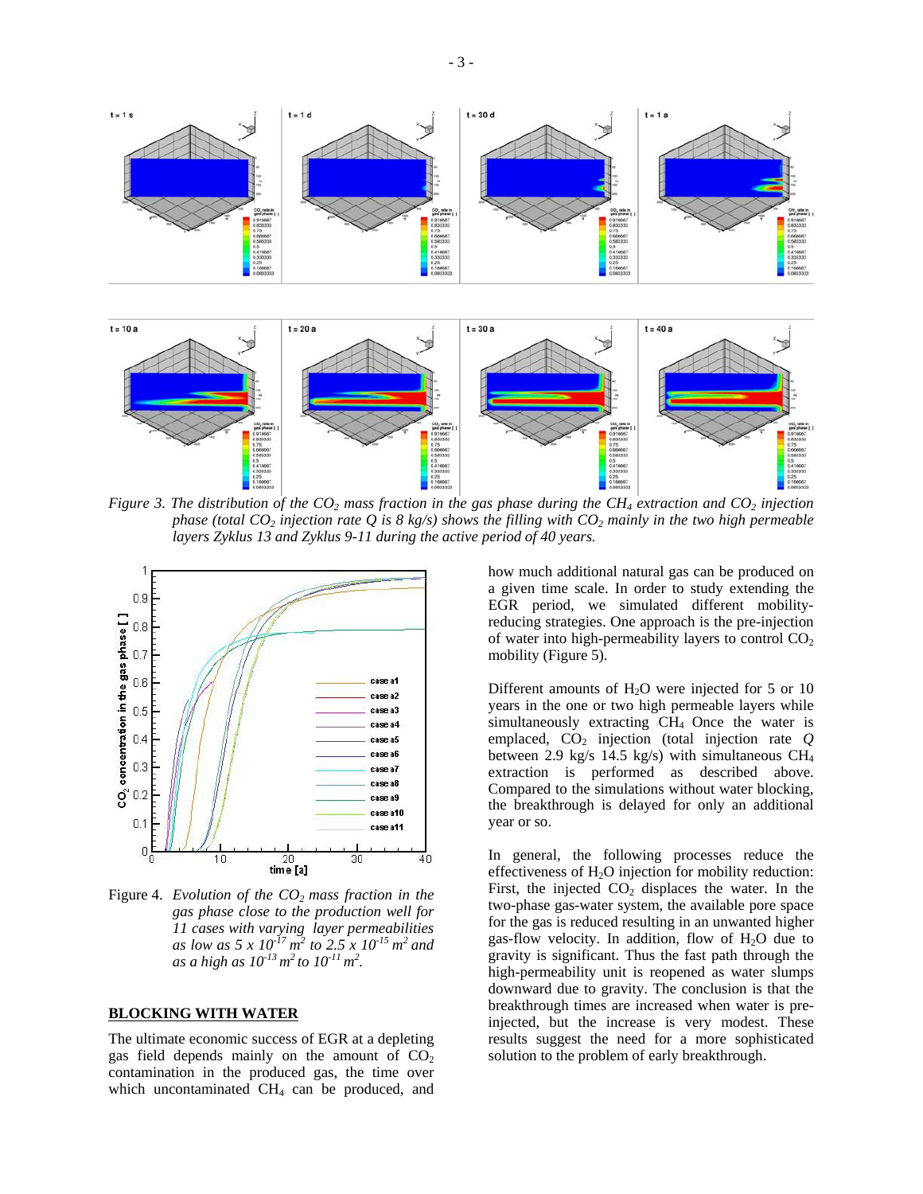Figure 3. *The distribution of the $CO_2$ mass fraction in the gas phase during the $CH_4$ extraction and $CO_2$ injection phase (total $CO_2$ injection rate Q is 8 kg/s) shows the filling with $CO_2$ mainly in the two high permeable layers Zyklus 13 and Zyklus 9-11 during the active period of 40 years.*

Figure 4. *Evolution of the $CO_2$ mass fraction in the gas phase close to the production well for 11 cases with varying layer permeabilities as low as $5 \times 10^{-17}$ $m^2$ to $2.5 \times 10^{-15}$ $m^2$ and as a high as $10^{-13}$ $m^2$ to $10^{-11}$ $m^2$.*

## BLOCKING WITH WATER

The ultimate economic success of EGR at a depleting gas field depends mainly on the amount of $CO_2$ contamination in the produced gas, the time over which uncontaminated $CH_4$ can be produced, and how much additional natural gas can be produced on a given time scale. In order to study extending the EGR period, we simulated different mobility-reducing strategies. One approach is the pre-injection of water into high-permeability layers to control $CO_2$ mobility (Figure 5).

Different amounts of $H_2O$ were injected for 5 or 10 years in the one or two high permeable layers while simultaneously extracting $CH_4$ Once the water is emplaced, $CO_2$ injection (total injection rate *Q* between 2.9 kg/s 14.5 kg/s) with simultaneous $CH_4$ extraction is performed as described above. Compared to the simulations without water blocking, the breakthrough is delayed for only an additional year or so.

In general, the following processes reduce the effectiveness of $H_2O$ injection for mobility reduction: First, the injected $CO_2$ displaces the water. In the two-phase gas-water system, the available pore space for the gas is reduced resulting in an unwanted higher gas-flow velocity. In addition, flow of $H_2O$ due to gravity is significant. Thus the fast path through the high-permeability unit is reopened as water slumps downward due to gravity. The conclusion is that the breakthrough times are increased when water is pre-injected, but the increase is very modest. These results suggest the need for a more sophisticated solution to the problem of early breakthrough.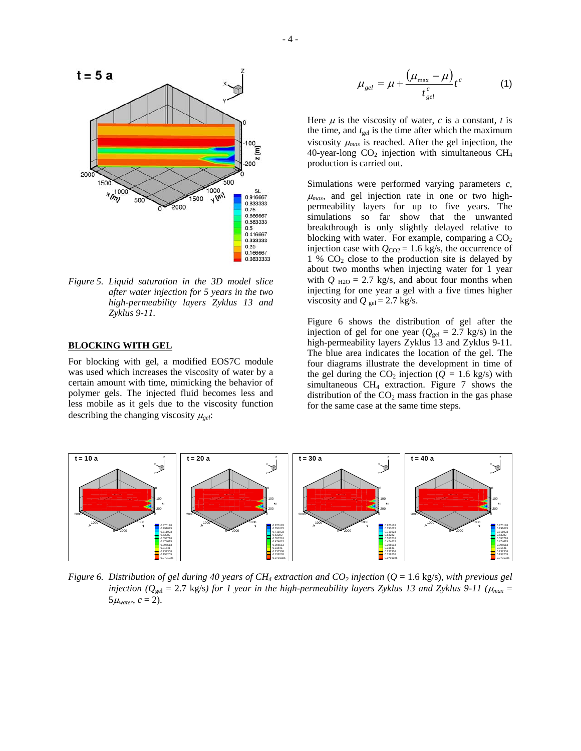Figure 5. *Liquid saturation in the 3D model slice after water injection for 5 years in the two high-permeability layers Zyklus 13 and Zyklus 9-11.*

## BLOCKING WITH GEL

For blocking with gel, a modified EOS7C module was used which increases the viscosity of water by a certain amount with time, mimicking the behavior of polymer gels. The injected fluid becomes less and less mobile as it gels due to the viscosity function describing the changing viscosity $\mu_{gel}$:

$$\mu_{gel} = \mu + \frac{(\mu_{\max} - \mu)}{t_{gel}^{c}} t^{c} \qquad (1)$$

Here $\mu$ is the viscosity of water, $c$ is a constant, $t$ is the time, and $t_{gel}$ is the time after which the maximum viscosity $\mu_{max}$ is reached. After the gel injection, the 40-year-long $CO_2$ injection with simultaneous $CH_4$ production is carried out.

Simulations were performed varying parameters $c$, $\mu_{max}$, and gel injection rate in one or two high-permeability layers for up to five years. The simulations so far show that the unwanted breakthrough is only slightly delayed relative to blocking with water. For example, comparing a $CO_2$ injection case with $Q_{CO2}$ = 1.6 kg/s, the occurrence of 1 % $CO_2$ close to the production site is delayed by about two months when injecting water for 1 year with $Q_{H2O}$ = 2.7 kg/s, and about four months when injecting for one year a gel with a five times higher viscosity and $Q_{gel}$ = 2.7 kg/s.

Figure 6 shows the distribution of gel after the injection of gel for one year ($Q_{gel}$ = 2.7 kg/s) in the high-permeability layers Zyklus 13 and Zyklus 9-11. The blue area indicates the location of the gel. The four diagrams illustrate the development in time of the gel during the $CO_2$ injection ($Q$ = 1.6 kg/s) with simultaneous $CH_4$ extraction. Figure 7 shows the distribution of the $CO_2$ mass fraction in the gas phase for the same case at the same time steps.

Figure 6. *Distribution of gel during 40 years of $CH_4$ extraction and $CO_2$ injection ($Q$ = 1.6 kg/s), with previous gel injection ($Q_{gel}$ = 2.7 kg/s) for 1 year in the high-permeability layers Zyklus 13 and Zyklus 9-11 ($\mu_{max}$ = $5\mu_{water}$, $c$ = 2).*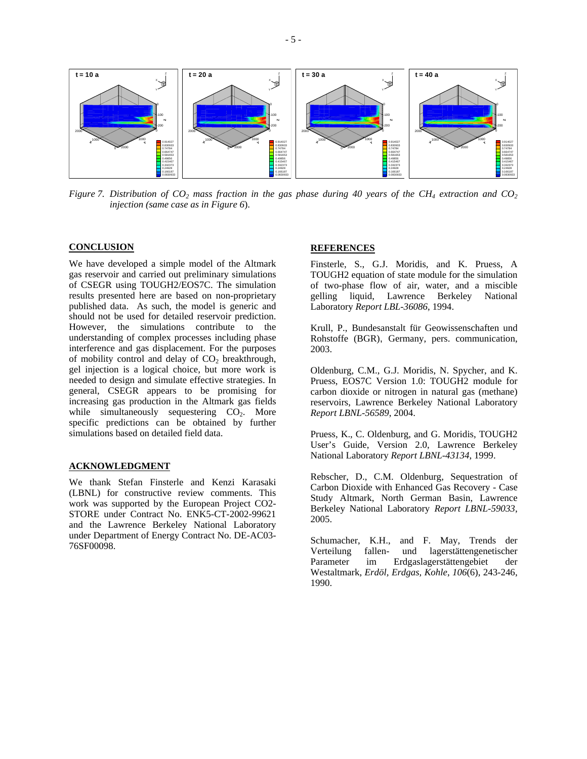t = 10 a

t = 20 a

t = 30 a

t = 40 a

0.914027
0.830933
0.74784
0.664747
0.581653
0.49856
0.415467
0.332373
0.24928
0.166187
0.0830933

*Figure 7. Distribution of $CO_2$ mass fraction in the gas phase during 40 years of the $CH_4$ extraction and $CO_2$ injection (same case as in Figure 6).*

## CONCLUSION

We have developed a simple model of the Altmark gas reservoir and carried out preliminary simulations of CSEGR using TOUGH2/EOS7C. The simulation results presented here are based on non-proprietary published data. As such, the model is generic and should not be used for detailed reservoir prediction. However, the simulations contribute to the understanding of complex processes including phase interference and gas displacement. For the purposes of mobility control and delay of $CO_2$ breakthrough, gel injection is a logical choice, but more work is needed to design and simulate effective strategies. In general, CSEGR appears to be promising for increasing gas production in the Altmark gas fields while simultaneously sequestering $CO_2$. More specific predictions can be obtained by further simulations based on detailed field data.

## ACKNOWLEDGMENT

We thank Stefan Finsterle and Kenzi Karasaki (LBNL) for constructive review comments. This work was supported by the European Project CO2-STORE under Contract No. ENK5-CT-2002-99621 and the Lawrence Berkeley National Laboratory under Department of Energy Contract No. DE-AC03-76SF00098.

## REFERENCES

Finsterle, S., G.J. Moridis, and K. Pruess, A TOUGH2 equation of state module for the simulation of two-phase flow of air, water, and a miscible gelling liquid, Lawrence Berkeley National Laboratory *Report LBL-36086*, 1994.

Krull, P., Bundesanstalt für Geowissenschaften und Rohstoffe (BGR), Germany, pers. communication, 2003.

Oldenburg, C.M., G.J. Moridis, N. Spycher, and K. Pruess, EOS7C Version 1.0: TOUGH2 module for carbon dioxide or nitrogen in natural gas (methane) reservoirs, Lawrence Berkeley National Laboratory *Report LBNL-56589*, 2004.

Pruess, K., C. Oldenburg, and G. Moridis, TOUGH2 User's Guide, Version 2.0, Lawrence Berkeley National Laboratory *Report LBNL-43134*, 1999.

Rebscher, D., C.M. Oldenburg, Sequestration of Carbon Dioxide with Enhanced Gas Recovery - Case Study Altmark, North German Basin, Lawrence Berkeley National Laboratory *Report LBNL-59033*, 2005.

Schumacher, K.H., and F. May, Trends der Verteilung fallen- und lagerstättengenetischer Parameter im Erdgaslagerstättengebiet der Westaltmark, *Erdöl, Erdgas, Kohle*, *106*(6), 243-246, 1990.